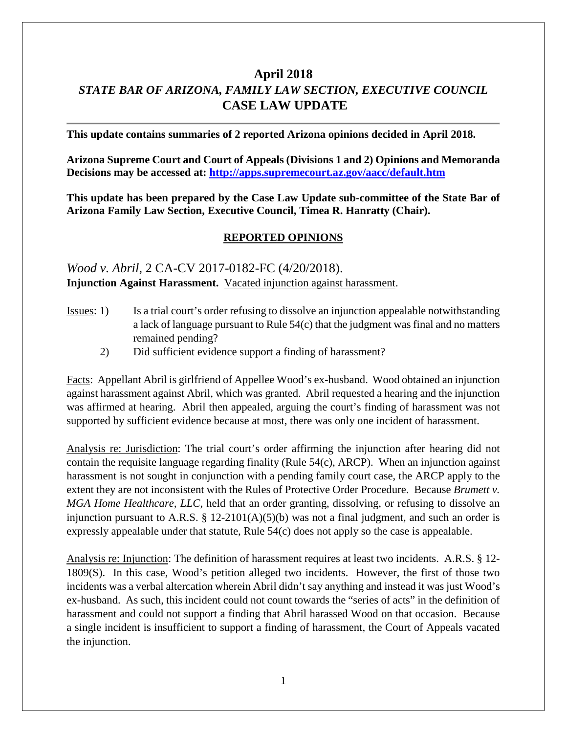# April 2018

## *STATE BAR OF ARIZONA, FAMILY LAW SECTION, EXECUTIVE COUNCIL*

## CASE LAW UPDATE

---

**This update contains summaries of 2 reported Arizona opinions decided in April 2018.**

**Arizona Supreme Court and Court of Appeals (Divisions 1 and 2) Opinions and Memoranda Decisions may be accessed at: [http://apps.supremecourt.az.gov/aacc/default.htm](http://apps.supremecourt.az.gov/aacc/default.htm)**

**This update has been prepared by the Case Law Update sub-committee of the State Bar of Arizona Family Law Section, Executive Council, Timea R. Hanratty (Chair).**

### REPORTED OPINIONS

*Wood v. Abril*, 2 CA-CV 2017-0182-FC (4/20/2018).
**Injunction Against Harassment.** Vacated injunction against harassment.

Issues: 1) Is a trial court's order refusing to dissolve an injunction appealable notwithstanding a lack of language pursuant to Rule 54(c) that the judgment was final and no matters remained pending?

2) Did sufficient evidence support a finding of harassment?

Facts: Appellant Abril is girlfriend of Appellee Wood's ex-husband. Wood obtained an injunction against harassment against Abril, which was granted. Abril requested a hearing and the injunction was affirmed at hearing. Abril then appealed, arguing the court's finding of harassment was not supported by sufficient evidence because at most, there was only one incident of harassment.

Analysis re: Jurisdiction: The trial court's order affirming the injunction after hearing did not contain the requisite language regarding finality (Rule 54(c), ARCP). When an injunction against harassment is not sought in conjunction with a pending family court case, the ARCP apply to the extent they are not inconsistent with the Rules of Protective Order Procedure. Because *Brumett v. MGA Home Healthcare, LLC*, held that an order granting, dissolving, or refusing to dissolve an injunction pursuant to A.R.S. § 12-2101(A)(5)(b) was not a final judgment, and such an order is expressly appealable under that statute, Rule 54(c) does not apply so the case is appealable.

Analysis re: Injunction: The definition of harassment requires at least two incidents. A.R.S. § 12-1809(S). In this case, Wood's petition alleged two incidents. However, the first of those two incidents was a verbal altercation wherein Abril didn't say anything and instead it was just Wood's ex-husband. As such, this incident could not count towards the "series of acts" in the definition of harassment and could not support a finding that Abril harassed Wood on that occasion. Because a single incident is insufficient to support a finding of harassment, the Court of Appeals vacated the injunction.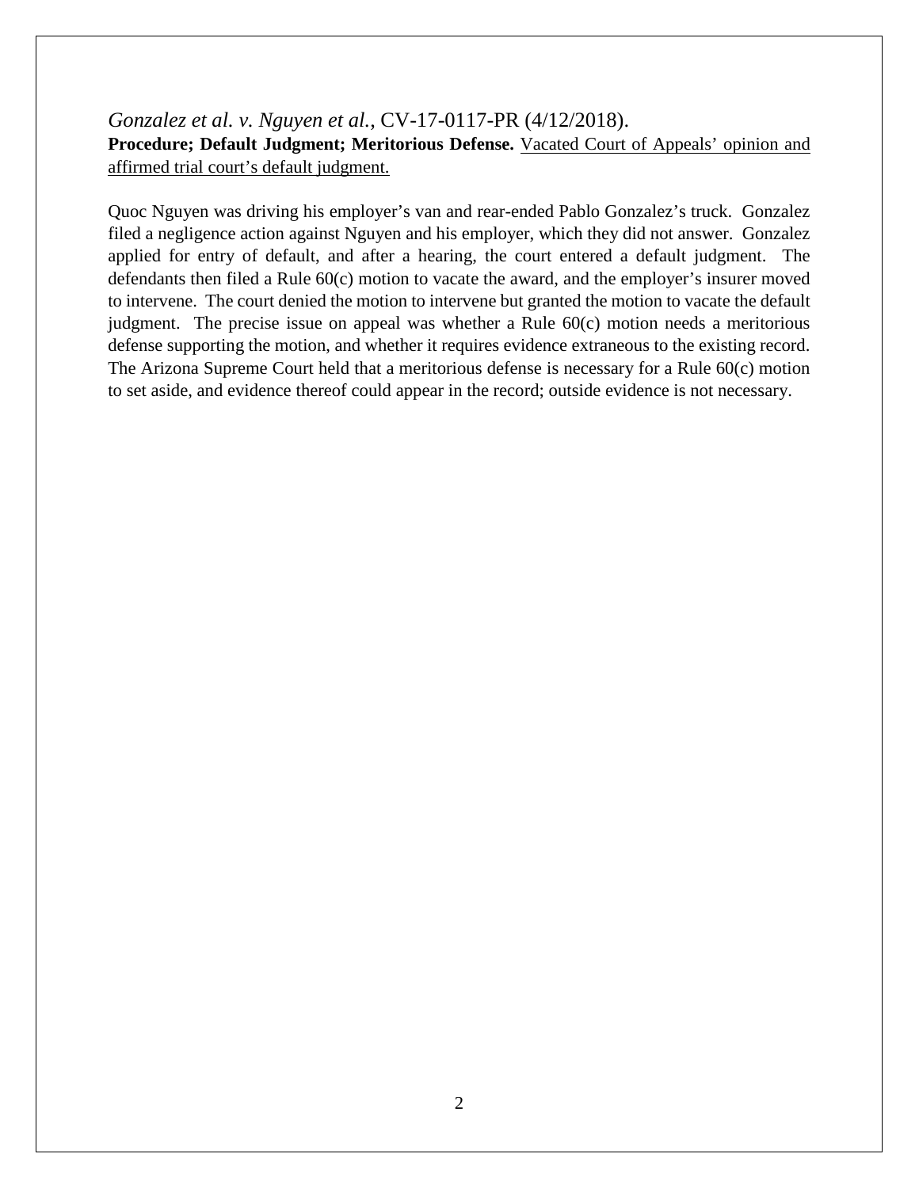*Gonzalez et al. v. Nguyen et al.*, CV-17-0117-PR (4/12/2018).
**Procedure; Default Judgment; Meritorious Defense.** Vacated Court of Appeals' opinion and affirmed trial court's default judgment.

Quoc Nguyen was driving his employer's van and rear-ended Pablo Gonzalez's truck. Gonzalez filed a negligence action against Nguyen and his employer, which they did not answer. Gonzalez applied for entry of default, and after a hearing, the court entered a default judgment. The defendants then filed a Rule 60(c) motion to vacate the award, and the employer's insurer moved to intervene. The court denied the motion to intervene but granted the motion to vacate the default judgment. The precise issue on appeal was whether a Rule 60(c) motion needs a meritorious defense supporting the motion, and whether it requires evidence extraneous to the existing record. The Arizona Supreme Court held that a meritorious defense is necessary for a Rule 60(c) motion to set aside, and evidence thereof could appear in the record; outside evidence is not necessary.